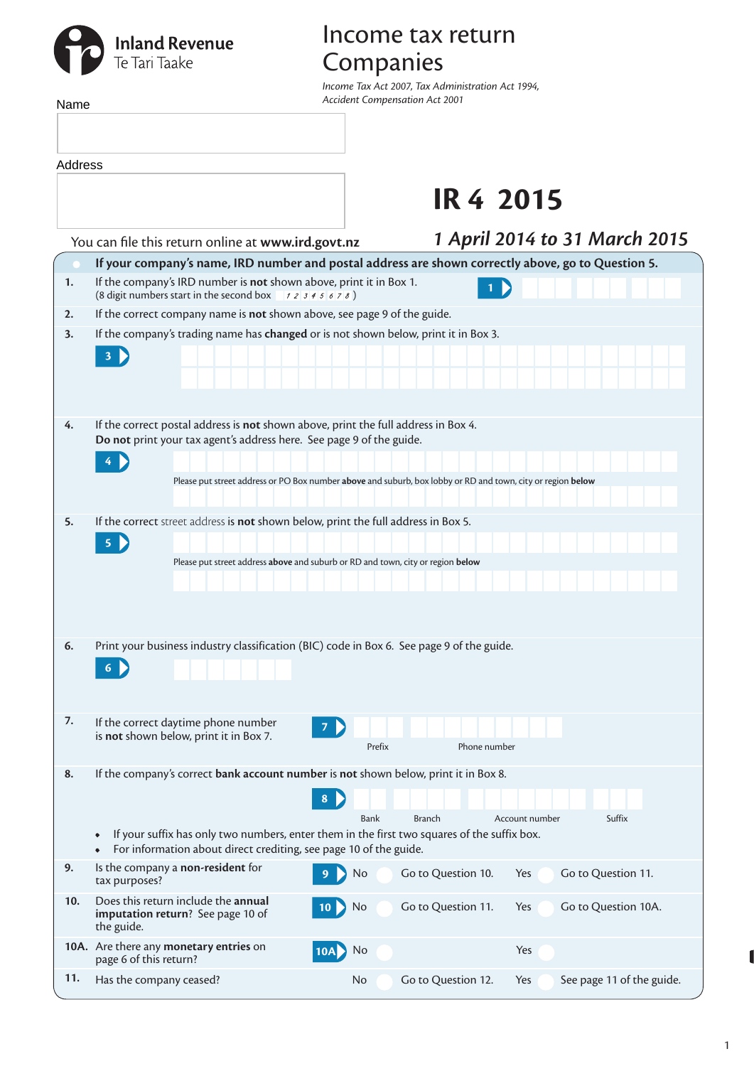Inland Revenue
Te Tari Taake

# Income tax return Companies

*Income Tax Act 2007, Tax Administration Act 1994, Accident Compensation Act 2001*

Name

Address

You can file this return online at **www.ird.govt.nz**

## IR 4 2015

***1 April 2014 to 31 March 2015***

**If your company's name, IRD number and postal address are shown correctly above, go to Question 5.**

**1.** If the company's IRD number is **not** shown above, print it in Box 1.
(8 digit numbers start in the second box 1 2 3 4 5 6 7 8)

**1**

**2.** If the correct company name is **not** shown above, see page 9 of the guide.

**3.** If the company's trading name has **changed** or is not shown below, print it in Box 3.

**3**

**4.** If the correct postal address is **not** shown above, print the full address in Box 4.
**Do not** print your tax agent's address here. See page 9 of the guide.

**4**

Please put street address or PO Box number **above** and suburb, box lobby or RD and town, city or region **below**

**5.** If the correct street address is **not** shown below, print the full address in Box 5.

**5**

Please put street address **above** and suburb or RD and town, city or region **below**

**6.** Print your business industry classification (BIC) code in Box 6. See page 9 of the guide.

**6**

**7.** If the correct daytime phone number is **not** shown below, print it in Box 7.

**7** Prefix Phone number

**8.** If the company's correct **bank account number** is **not** shown below, print it in Box 8.

**8** Bank Branch Account number Suffix

- If your suffix has only two numbers, enter them in the first two squares of the suffix box.
- For information about direct crediting, see page 10 of the guide.

**9.** Is the company a **non-resident** for tax purposes?

**9** No Go to Question 10. Yes Go to Question 11.

**10.** Does this return include the **annual imputation return**? See page 10 of the guide.

**10** No Go to Question 11. Yes Go to Question 10A.

**10A.** Are there any **monetary entries** on page 6 of this return?

**10A** No Yes

**11.** Has the company ceased?

No Go to Question 12. Yes See page 11 of the guide.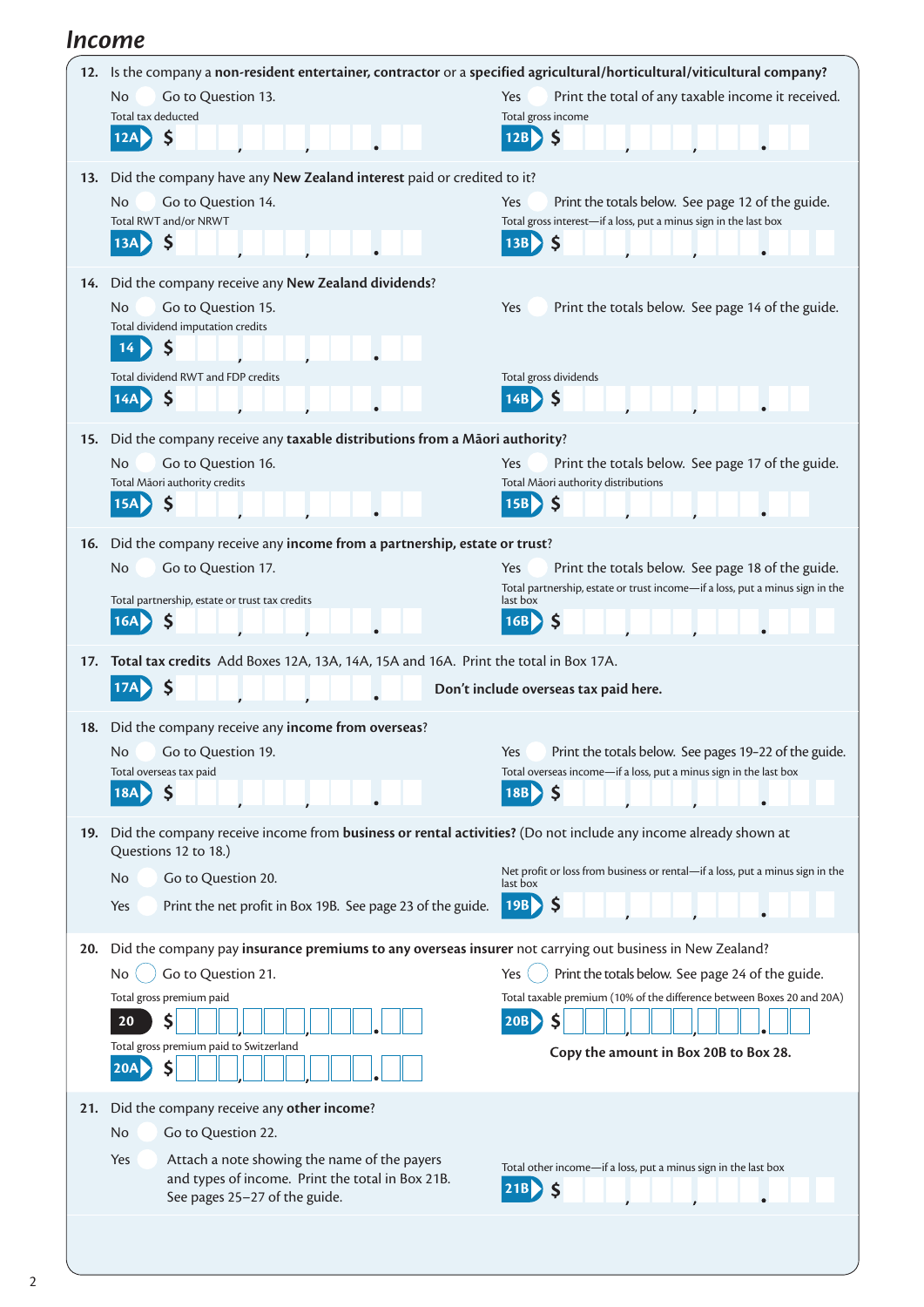## Income

**12.** Is the company a **non-resident entertainer, contractor** or a **specified agricultural/horticultural/viticultural company?**

No — Go to Question 13.

Yes — Print the total of any taxable income it received.

Total tax deducted **12A** $

Total gross income **12B** $

**13.** Did the company have any **New Zealand interest** paid or credited to it?

No — Go to Question 14.

Yes — Print the totals below. See page 12 of the guide.

Total RWT and/or NRWT **13A** $

Total gross interest—if a loss, put a minus sign in the last box **13B** $

**14.** Did the company receive any **New Zealand dividends**?

No — Go to Question 15.

Yes — Print the totals below. See page 14 of the guide.

Total dividend imputation credits **14** $

Total dividend RWT and FDP credits **14A** $

Total gross dividends **14B** $

**15.** Did the company receive any **taxable distributions from a Māori authority**?

No — Go to Question 16.

Yes — Print the totals below. See page 17 of the guide.

Total Māori authority credits **15A** $

Total Māori authority distributions **15B** $

**16.** Did the company receive any **income from a partnership, estate or trust**?

No — Go to Question 17.

Yes — Print the totals below. See page 18 of the guide.

Total partnership, estate or trust tax credits **16A** $

Total partnership, estate or trust income—if a loss, put a minus sign in the last box **16B** $

**17. Total tax credits** Add Boxes 12A, 13A, 14A, 15A and 16A. Print the total in Box 17A.

**17A** $

**Don't include overseas tax paid here.**

**18.** Did the company receive any **income from overseas**?

No — Go to Question 19.

Yes — Print the totals below. See pages 19–22 of the guide.

Total overseas tax paid **18A** $

Total overseas income—if a loss, put a minus sign in the last box **18B** $

**19.** Did the company receive income from **business or rental activities?** (Do not include any income already shown at Questions 12 to 18.)

No — Go to Question 20.

Yes — Print the net profit in Box 19B. See page 23 of the guide.

Net profit or loss from business or rental—if a loss, put a minus sign in the last box **19B** $

**20.** Did the company pay **insurance premiums to any overseas insurer** not carrying out business in New Zealand?

No — Go to Question 21.

Yes — Print the totals below. See page 24 of the guide.

Total gross premium paid **20** $

Total gross premium paid to Switzerland **20A** $

Total taxable premium (10% of the difference between Boxes 20 and 20A) **20B** $

**Copy the amount in Box 20B to Box 28.**

**21.** Did the company receive any **other income**?

No — Go to Question 22.

Yes — Attach a note showing the name of the payers and types of income. Print the total in Box 21B. See pages 25–27 of the guide.

Total other income—if a loss, put a minus sign in the last box **21B** $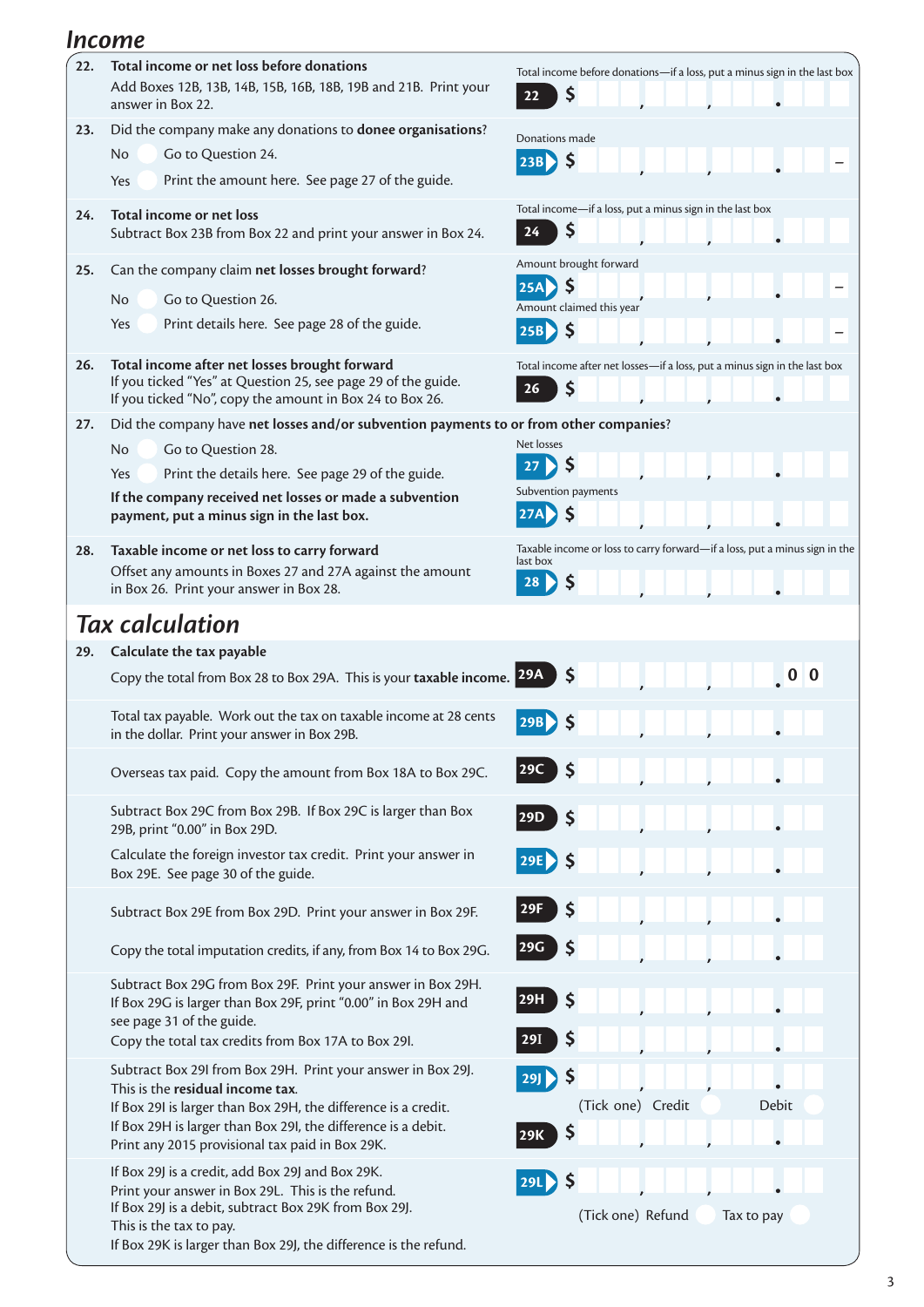## Income

**22. Total income or net loss before donations**

Add Boxes 12B, 13B, 14B, 15B, 16B, 18B, 19B and 21B. Print your answer in Box 22.

Total income before donations—if a loss, put a minus sign in the last box

**22** $

**23.** Did the company make any donations to **donee organisations**?

No — Go to Question 24.

Yes — Print the amount here. See page 27 of the guide.

Donations made

**23B** $ –

**24. Total income or net loss**

Subtract Box 23B from Box 22 and print your answer in Box 24.

Total income—if a loss, put a minus sign in the last box

**24** $

**25.** Can the company claim **net losses brought forward**?

No — Go to Question 26.

Yes — Print details here. See page 28 of the guide.

Amount brought forward

**25A** $ –

Amount claimed this year

**25B** $ –

**26. Total income after net losses brought forward**

If you ticked "Yes" at Question 25, see page 29 of the guide.
If you ticked "No", copy the amount in Box 24 to Box 26.

Total income after net losses—if a loss, put a minus sign in the last box

**26** $

**27.** Did the company have **net losses and/or subvention payments to or from other companies?**

No — Go to Question 28.

Yes — Print the details here. See page 29 of the guide.

**If the company received net losses or made a subvention payment, put a minus sign in the last box.**

Net losses

**27** $

Subvention payments

**27A** $

**28. Taxable income or net loss to carry forward**

Offset any amounts in Boxes 27 and 27A against the amount in Box 26. Print your answer in Box 28.

Taxable income or loss to carry forward—if a loss, put a minus sign in the last box

**28** $

## Tax calculation

**29. Calculate the tax payable**

Copy the total from Box 28 to Box 29A. This is your **taxable income**.

**29A** $ .0 0

Total tax payable. Work out the tax on taxable income at 28 cents in the dollar. Print your answer in Box 29B.

**29B** $

Overseas tax paid. Copy the amount from Box 18A to Box 29C.

**29C** $

Subtract Box 29C from Box 29B. If Box 29C is larger than Box 29B, print "0.00" in Box 29D.

**29D** $

Calculate the foreign investor tax credit. Print your answer in Box 29E. See page 30 of the guide.

**29E** $

Subtract Box 29E from Box 29D. Print your answer in Box 29F.

**29F** $

Copy the total imputation credits, if any, from Box 14 to Box 29G.

**29G** $

Subtract Box 29G from Box 29F. Print your answer in Box 29H.
If Box 29G is larger than Box 29F, print "0.00" in Box 29H and see page 31 of the guide.

**29H** $

Copy the total tax credits from Box 17A to Box 29I.

**29I** $

Subtract Box 29I from Box 29H. Print your answer in Box 29J.
This is the **residual income tax**.
If Box 29I is larger than Box 29H, the difference is a credit.
If Box 29H is larger than Box 29I, the difference is a debit.

**29J** $

(Tick one) Credit Debit

Print any 2015 provisional tax paid in Box 29K.

**29K** $

If Box 29J is a credit, add Box 29J and Box 29K.
Print your answer in Box 29L. This is the refund.
If Box 29J is a debit, subtract Box 29K from Box 29J.
This is the tax to pay.
If Box 29K is larger than Box 29J, the difference is the refund.

**29L** $

(Tick one) Refund Tax to pay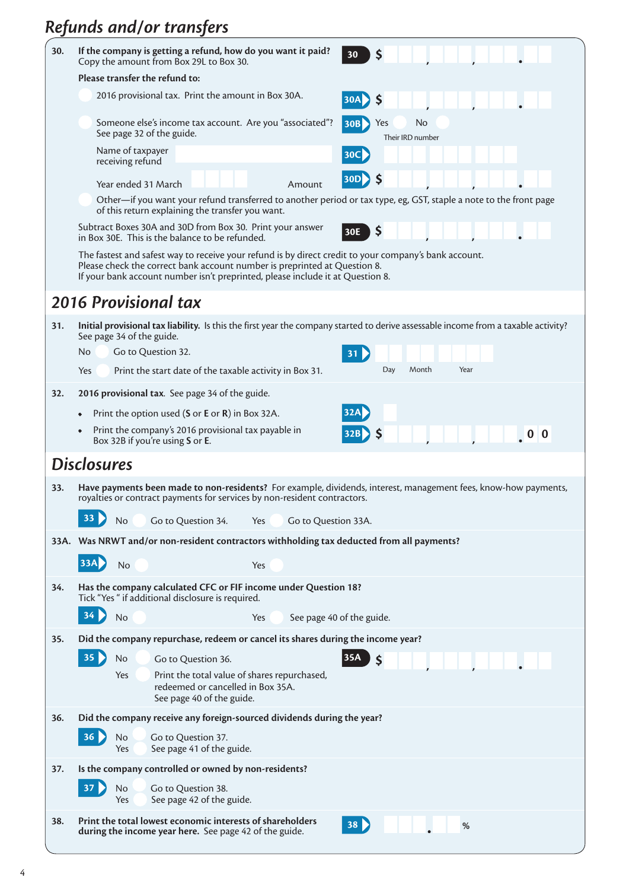## Refunds and/or transfers

**30. If the company is getting a refund, how do you want it paid?**
Copy the amount from Box 29L to Box 30.

**30** $ , , .

**Please transfer the refund to:**

- 2016 provisional tax. Print the amount in Box 30A. **30A** $ , , .
- Someone else's income tax account. Are you "associated"? See page 32 of the guide. **30B** Yes No
  Their IRD number

  Name of taxpayer receiving refund **30C**

  Year ended 31 March Amount **30D** $ , , .
- Other—if you want your refund transferred to another period or tax type, eg, GST, staple a note to the front page of this return explaining the transfer you want.

Subtract Boxes 30A and 30D from Box 30. Print your answer in Box 30E. This is the balance to be refunded. **30E** $ , , .

The fastest and safest way to receive your refund is by direct credit to your company's bank account.
Please check the correct bank account number is preprinted at Question 8.
If your bank account number isn't preprinted, please include it at Question 8.

## 2016 Provisional tax

**31. Initial provisional tax liability.** Is this the first year the company started to derive assessable income from a taxable activity? See page 34 of the guide.

No Go to Question 32.
Yes Print the start date of the taxable activity in Box 31. **31** Day Month Year

**32. 2016 provisional tax**. See page 34 of the guide.

- Print the option used (**S** or **E** or **R**) in Box 32A. **32A**
- Print the company's 2016 provisional tax payable in Box 32B if you're using **S** or **E**. **32B** $ , , . 0 0

## Disclosures

**33. Have payments been made to non-residents?** For example, dividends, interest, management fees, know-how payments, royalties or contract payments for services by non-resident contractors.

**33** No Go to Question 34. Yes Go to Question 33A.

**33A. Was NRWT and/or non-resident contractors withholding tax deducted from all payments?**

**33A** No Yes

**34. Has the company calculated CFC or FIF income under Question 18?**
Tick "Yes " if additional disclosure is required.

**34** No Yes See page 40 of the guide.

**35. Did the company repurchase, redeem or cancel its shares during the income year?**

**35** No Go to Question 36.
Yes Print the total value of shares repurchased, redeemed or cancelled in Box 35A. See page 40 of the guide.

**35A** $ , , .

**36. Did the company receive any foreign-sourced dividends during the year?**

**36** No Go to Question 37.
Yes See page 41 of the guide.

**37. Is the company controlled or owned by non-residents?**

**37** No Go to Question 38.
Yes See page 42 of the guide.

**38. Print the total lowest economic interests of shareholders during the income year here.** See page 42 of the guide.

**38** . %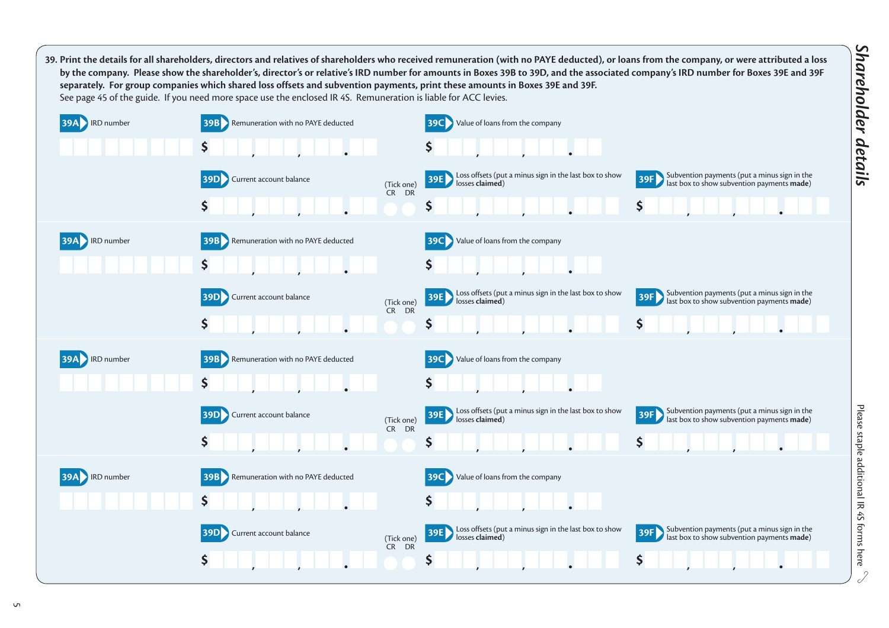## Shareholder details

**39. Print the details for all shareholders, directors and relatives of shareholders who received remuneration (with no PAYE deducted), or loans from the company, or were attributed a loss by the company. Please show the shareholder's, director's or relative's IRD number for amounts in Boxes 39B to 39D, and the associated company's IRD number for Boxes 39E and 39F separately. For group companies which shared loss offsets and subvention payments, print these amounts in Boxes 39E and 39F.**
See page 45 of the guide. If you need more space use the enclosed IR 4S. Remuneration is liable for ACC levies.

**39A** IRD number

**39B** Remuneration with no PAYE deducted $ , , .

**39C** Value of loans from the company $ , , .

**39D** Current account balance $ , , . (Tick one) CR DR

**39E** Loss offsets (put a minus sign in the last box to show losses **claimed**) $ , , .

**39F** Subvention payments (put a minus sign in the last box to show subvention payments **made**) $ , , .

---

**39A** IRD number

**39B** Remuneration with no PAYE deducted $ , , .

**39C** Value of loans from the company $ , , .

**39D** Current account balance $ , , . (Tick one) CR DR

**39E** Loss offsets (put a minus sign in the last box to show losses **claimed**) $ , , .

**39F** Subvention payments (put a minus sign in the last box to show subvention payments **made**) $ , , .

---

**39A** IRD number

**39B** Remuneration with no PAYE deducted $ , , .

**39C** Value of loans from the company $ , , .

**39D** Current account balance $ , , . (Tick one) CR DR

**39E** Loss offsets (put a minus sign in the last box to show losses **claimed**) $ , , .

**39F** Subvention payments (put a minus sign in the last box to show subvention payments **made**) $ , , .

---

**39A** IRD number

**39B** Remuneration with no PAYE deducted $ , , .

**39C** Value of loans from the company $ , , .

**39D** Current account balance $ , , . (Tick one) CR DR

**39E** Loss offsets (put a minus sign in the last box to show losses **claimed**) $ , , .

**39F** Subvention payments (put a minus sign in the last box to show subvention payments **made**) $ , , .

Please staple additional IR 4S forms here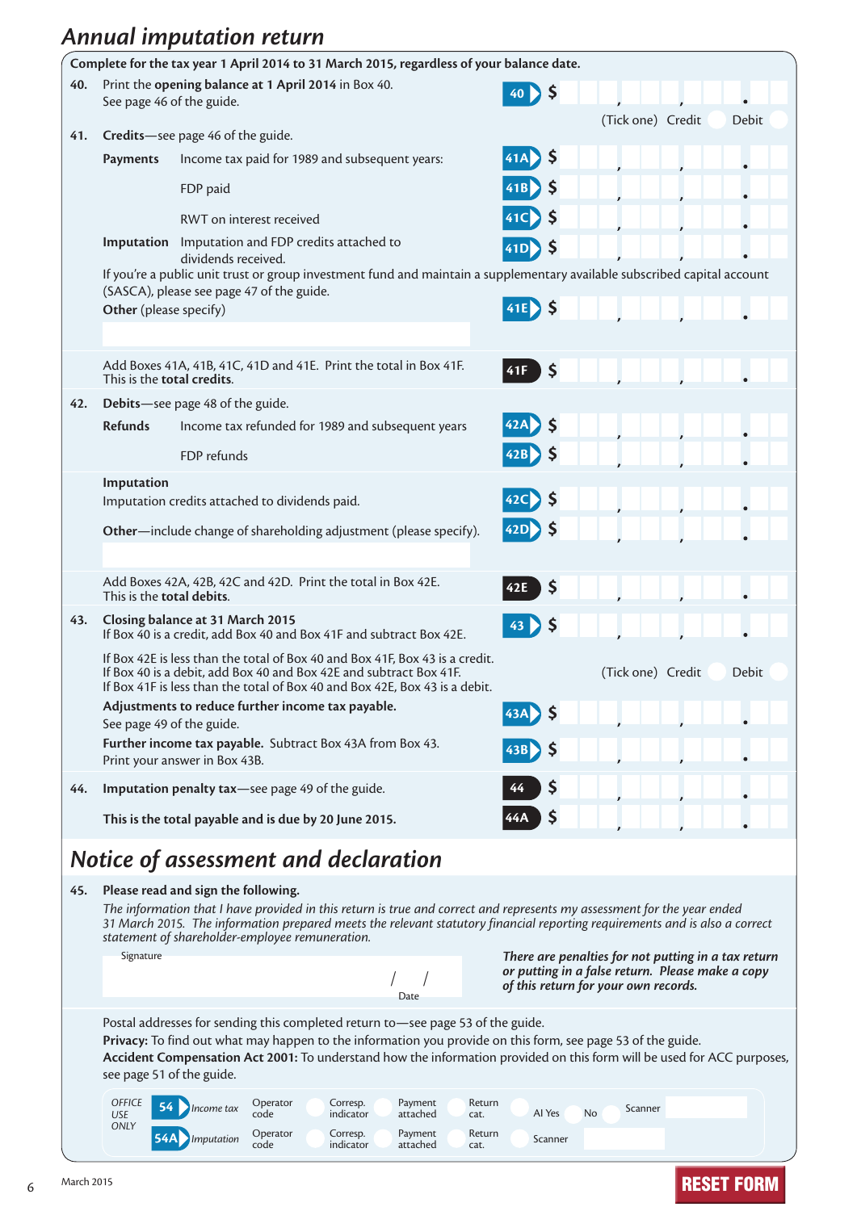## Annual imputation return

**Complete for the tax year 1 April 2014 to 31 March 2015, regardless of your balance date.**

**40.** Print the **opening balance at 1 April 2014** in Box 40.
See page 46 of the guide.

40 $ , , .

(Tick one) Credit Debit

**41.** **Credits**—see page 46 of the guide.

| | | | |
|---|---|---|---|
| **Payments** | Income tax paid for 1989 and subsequent years: | 41A | $ |
| | FDP paid | 41B | $ |
| | RWT on interest received | 41C | $ |
| **Imputation** | Imputation and FDP credits attached to dividends received. | 41D | $ |

If you're a public unit trust or group investment fund and maintain a supplementary available subscribed capital account (SASCA), please see page 47 of the guide.

**Other** (please specify) 41E $

Add Boxes 41A, 41B, 41C, 41D and 41E. Print the total in Box 41F.
This is the **total credits**. 41F $

**42.** **Debits**—see page 48 of the guide.

| | | | |
|---|---|---|---|
| **Refunds** | Income tax refunded for 1989 and subsequent years | 42A | $ |
| | FDP refunds | 42B | $ |

**Imputation**
Imputation credits attached to dividends paid. 42C $

**Other**—include change of shareholding adjustment (please specify). 42D $

Add Boxes 42A, 42B, 42C and 42D. Print the total in Box 42E.
This is the **total debits**. 42E $

**43.** **Closing balance at 31 March 2015**
If Box 40 is a credit, add Box 40 and Box 41F and subtract Box 42E. 43 $

If Box 42E is less than the total of Box 40 and Box 41F, Box 43 is a credit.
If Box 40 is a debit, add Box 40 and Box 42E and subtract Box 41F.
If Box 41F is less than the total of Box 40 and Box 42E, Box 43 is a debit.

(Tick one) Credit Debit

**Adjustments to reduce further income tax payable.**
See page 49 of the guide. 43A $

**Further income tax payable.** Subtract Box 43A from Box 43.
Print your answer in Box 43B. 43B $

**44.** **Imputation penalty tax**—see page 49 of the guide. 44 $

**This is the total payable and is due by 20 June 2015.** 44A $

## Notice of assessment and declaration

**45.** **Please read and sign the following.**

*The information that I have provided in this return is true and correct and represents my assessment for the year ended 31 March 2015. The information prepared meets the relevant statutory financial reporting requirements and is also a correct statement of shareholder-employee remuneration.*

Signature

/ /
Date

***There are penalties for not putting in a tax return or putting in a false return. Please make a copy of this return for your own records.***

Postal addresses for sending this completed return to—see page 53 of the guide.
**Privacy:** To find out what may happen to the information you provide on this form, see page 53 of the guide.
**Accident Compensation Act 2001:** To understand how the information provided on this form will be used for ACC purposes, see page 51 of the guide.

OFFICE USE ONLY

54 *Income tax* Operator code Corresp. indicator Payment attached Return cat. AI Yes No Scanner

54A *Imputation* Operator code Corresp. indicator Payment attached Return cat. Scanner

March 2015

RESET FORM